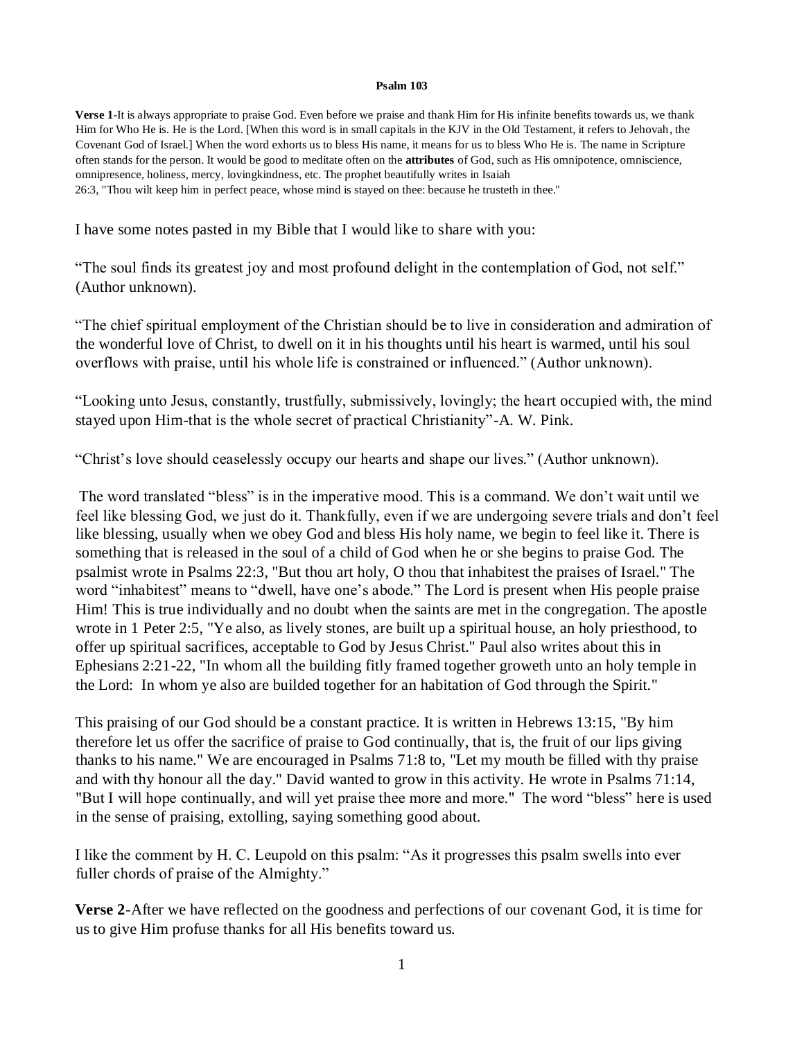**Psalm 103**

**Verse 1**-It is always appropriate to praise God. Even before we praise and thank Him for His infinite benefits towards us, we thank Him for Who He is. He is the Lord. [When this word is in small capitals in the KJV in the Old Testament, it refers to Jehovah, the Covenant God of Israel.] When the word exhorts us to bless His name, it means for us to bless Who He is. The name in Scripture often stands for the person. It would be good to meditate often on the **attributes** of God, such as His omnipotence, omniscience, omnipresence, holiness, mercy, lovingkindness, etc. The prophet beautifully writes in Isaiah 26:3, "Thou wilt keep him in perfect peace, whose mind is stayed on thee: because he trusteth in thee."

I have some notes pasted in my Bible that I would like to share with you:

"The soul finds its greatest joy and most profound delight in the contemplation of God, not self." (Author unknown).

"The chief spiritual employment of the Christian should be to live in consideration and admiration of the wonderful love of Christ, to dwell on it in his thoughts until his heart is warmed, until his soul overflows with praise, until his whole life is constrained or influenced." (Author unknown).

"Looking unto Jesus, constantly, trustfully, submissively, lovingly; the heart occupied with, the mind stayed upon Him-that is the whole secret of practical Christianity"-A. W. Pink.

"Christ's love should ceaselessly occupy our hearts and shape our lives." (Author unknown).

The word translated "bless" is in the imperative mood. This is a command. We don't wait until we feel like blessing God, we just do it. Thankfully, even if we are undergoing severe trials and don't feel like blessing, usually when we obey God and bless His holy name, we begin to feel like it. There is something that is released in the soul of a child of God when he or she begins to praise God. The psalmist wrote in Psalms 22:3, "But thou art holy, O thou that inhabitest the praises of Israel." The word "inhabitest" means to "dwell, have one's abode." The Lord is present when His people praise Him! This is true individually and no doubt when the saints are met in the congregation. The apostle wrote in 1 Peter 2:5, "Ye also, as lively stones, are built up a spiritual house, an holy priesthood, to offer up spiritual sacrifices, acceptable to God by Jesus Christ." Paul also writes about this in Ephesians 2:21-22, "In whom all the building fitly framed together groweth unto an holy temple in the Lord: In whom ye also are builded together for an habitation of God through the Spirit."

This praising of our God should be a constant practice. It is written in Hebrews 13:15, "By him therefore let us offer the sacrifice of praise to God continually, that is, the fruit of our lips giving thanks to his name." We are encouraged in Psalms 71:8 to, "Let my mouth be filled with thy praise and with thy honour all the day." David wanted to grow in this activity. He wrote in Psalms 71:14, "But I will hope continually, and will yet praise thee more and more." The word "bless" here is used in the sense of praising, extolling, saying something good about.

I like the comment by H. C. Leupold on this psalm: "As it progresses this psalm swells into ever fuller chords of praise of the Almighty."

**Verse 2**-After we have reflected on the goodness and perfections of our covenant God, it is time for us to give Him profuse thanks for all His benefits toward us.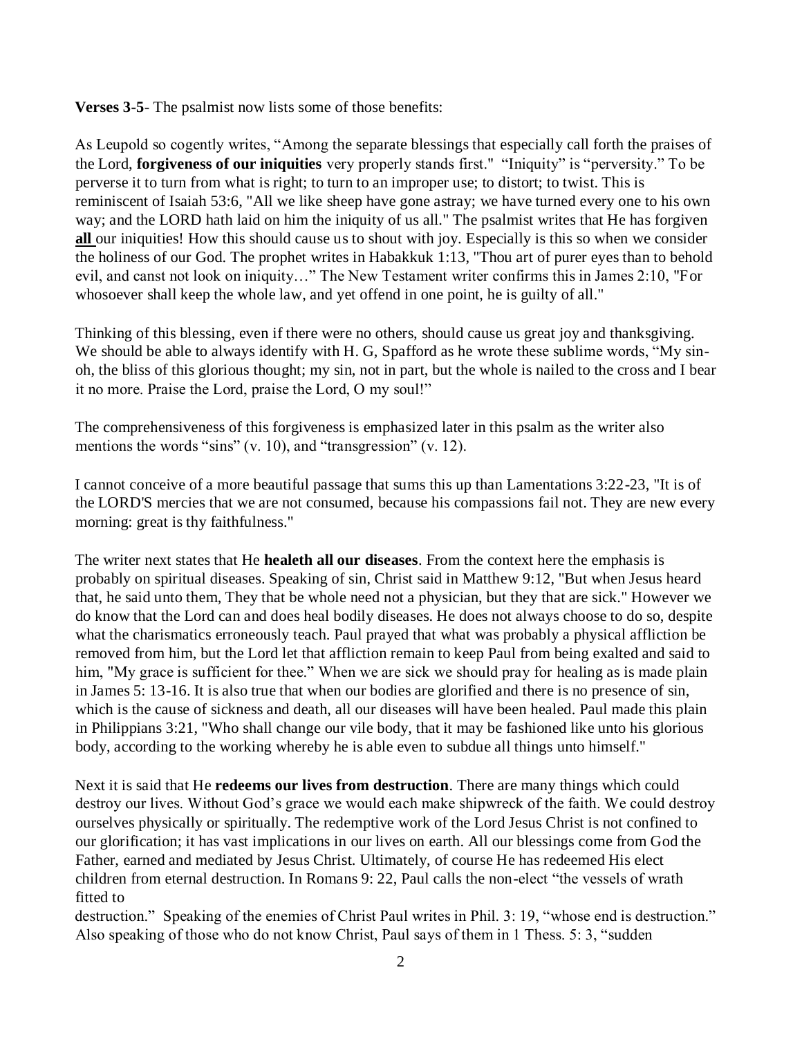**Verses 3-5**- The psalmist now lists some of those benefits:

As Leupold so cogently writes, "Among the separate blessings that especially call forth the praises of the Lord, **forgiveness of our iniquities** very properly stands first." "Iniquity" is "perversity." To be perverse it to turn from what is right; to turn to an improper use; to distort; to twist. This is reminiscent of Isaiah 53:6, "All we like sheep have gone astray; we have turned every one to his own way; and the LORD hath laid on him the iniquity of us all." The psalmist writes that He has forgiven **all** our iniquities! How this should cause us to shout with joy. Especially is this so when we consider the holiness of our God. The prophet writes in Habakkuk 1:13, "Thou art of purer eyes than to behold evil, and canst not look on iniquity…" The New Testament writer confirms this in James 2:10, "For whosoever shall keep the whole law, and yet offend in one point, he is guilty of all."

Thinking of this blessing, even if there were no others, should cause us great joy and thanksgiving. We should be able to always identify with H. G, Spafford as he wrote these sublime words, "My sin- oh, the bliss of this glorious thought; my sin, not in part, but the whole is nailed to the cross and I bear it no more. Praise the Lord, praise the Lord, O my soul!"

The comprehensiveness of this forgiveness is emphasized later in this psalm as the writer also mentions the words "sins" (v. 10), and "transgression" (v. 12).

I cannot conceive of a more beautiful passage that sums this up than Lamentations 3:22-23, "It is of the LORD'S mercies that we are not consumed, because his compassions fail not. They are new every morning: great is thy faithfulness."

The writer next states that He **healeth all our diseases**. From the context here the emphasis is probably on spiritual diseases. Speaking of sin, Christ said in Matthew 9:12, "But when Jesus heard that, he said unto them, They that be whole need not a physician, but they that are sick." However we do know that the Lord can and does heal bodily diseases. He does not always choose to do so, despite what the charismatics erroneously teach. Paul prayed that what was probably a physical affliction be removed from him, but the Lord let that affliction remain to keep Paul from being exalted and said to him, "My grace is sufficient for thee." When we are sick we should pray for healing as is made plain in James 5: 13-16. It is also true that when our bodies are glorified and there is no presence of sin, which is the cause of sickness and death, all our diseases will have been healed. Paul made this plain in Philippians 3:21, "Who shall change our vile body, that it may be fashioned like unto his glorious body, according to the working whereby he is able even to subdue all things unto himself."

Next it is said that He **redeems our lives from destruction**. There are many things which could destroy our lives. Without God's grace we would each make shipwreck of the faith. We could destroy ourselves physically or spiritually. The redemptive work of the Lord Jesus Christ is not confined to our glorification; it has vast implications in our lives on earth. All our blessings come from God the Father, earned and mediated by Jesus Christ. Ultimately, of course He has redeemed His elect children from eternal destruction. In Romans 9: 22, Paul calls the non-elect "the vessels of wrath fitted to destruction." Speaking of the enemies of Christ Paul writes in Phil. 3: 19, "whose end is destruction." Also speaking of those who do not know Christ, Paul says of them in 1 Thess. 5: 3, "sudden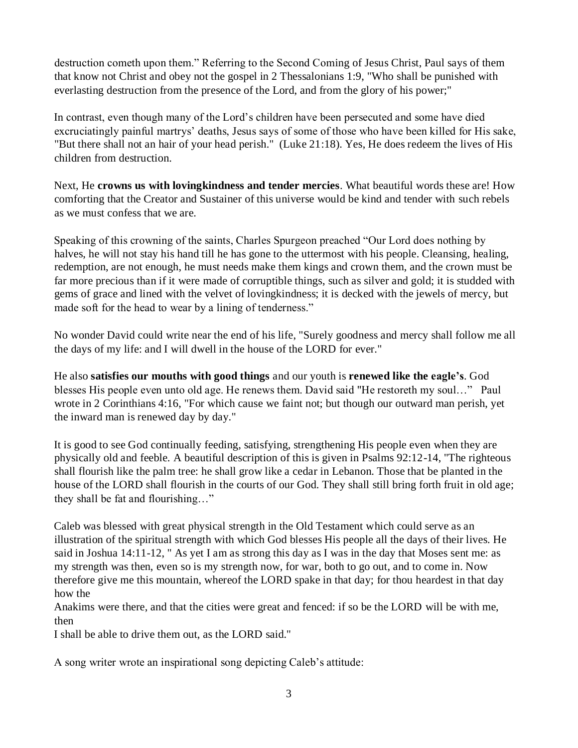destruction cometh upon them." Referring to the Second Coming of Jesus Christ, Paul says of them that know not Christ and obey not the gospel in 2 Thessalonians 1:9, "Who shall be punished with everlasting destruction from the presence of the Lord, and from the glory of his power;"

In contrast, even though many of the Lord's children have been persecuted and some have died excruciatingly painful martrys' deaths, Jesus says of some of those who have been killed for His sake, "But there shall not an hair of your head perish." (Luke 21:18). Yes, He does redeem the lives of His children from destruction.

Next, He **crowns us with lovingkindness and tender mercies**. What beautiful words these are! How comforting that the Creator and Sustainer of this universe would be kind and tender with such rebels as we must confess that we are.

Speaking of this crowning of the saints, Charles Spurgeon preached "Our Lord does nothing by halves, he will not stay his hand till he has gone to the uttermost with his people. Cleansing, healing, redemption, are not enough, he must needs make them kings and crown them, and the crown must be far more precious than if it were made of corruptible things, such as silver and gold; it is studded with gems of grace and lined with the velvet of lovingkindness; it is decked with the jewels of mercy, but made soft for the head to wear by a lining of tenderness."

No wonder David could write near the end of his life, "Surely goodness and mercy shall follow me all the days of my life: and I will dwell in the house of the LORD for ever."

He also **satisfies our mouths with good things** and our youth is **renewed like the eagle's**. God blesses His people even unto old age. He renews them. David said "He restoreth my soul…" Paul wrote in 2 Corinthians 4:16, "For which cause we faint not; but though our outward man perish, yet the inward man is renewed day by day."

It is good to see God continually feeding, satisfying, strengthening His people even when they are physically old and feeble. A beautiful description of this is given in Psalms 92:12-14, "The righteous shall flourish like the palm tree: he shall grow like a cedar in Lebanon. Those that be planted in the house of the LORD shall flourish in the courts of our God. They shall still bring forth fruit in old age; they shall be fat and flourishing…"

Caleb was blessed with great physical strength in the Old Testament which could serve as an illustration of the spiritual strength with which God blesses His people all the days of their lives. He said in Joshua 14:11-12, " As yet I am as strong this day as I was in the day that Moses sent me: as my strength was then, even so is my strength now, for war, both to go out, and to come in. Now therefore give me this mountain, whereof the LORD spake in that day; for thou heardest in that day how the Anakims were there, and that the cities were great and fenced: if so be the LORD will be with me, then I shall be able to drive them out, as the LORD said."

A song writer wrote an inspirational song depicting Caleb's attitude: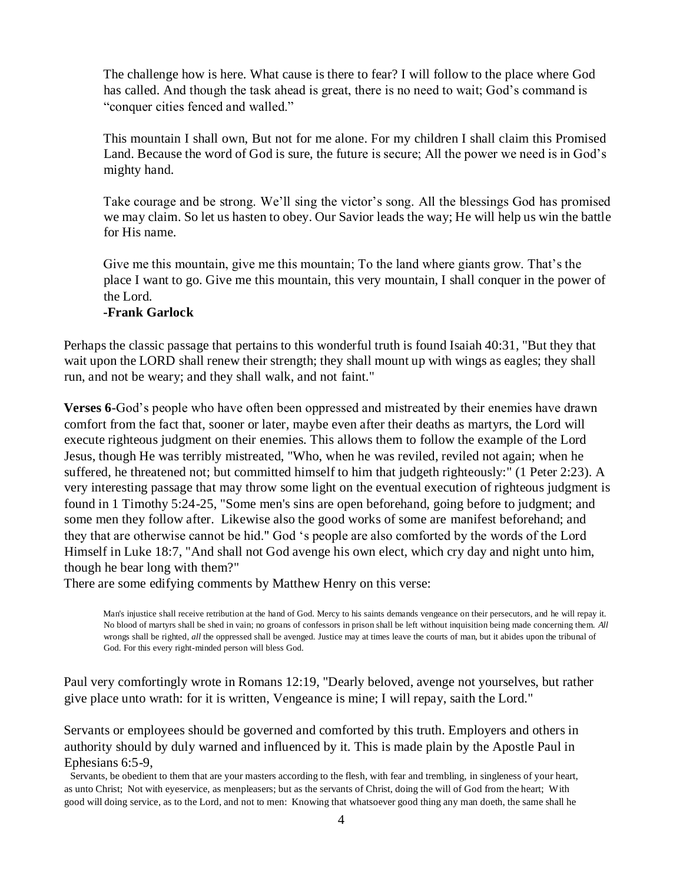> The challenge how is here. What cause is there to fear? I will follow to the place where God has called. And though the task ahead is great, there is no need to wait; God's command is "conquer cities fenced and walled."
>
> This mountain I shall own, But not for me alone. For my children I shall claim this Promised Land. Because the word of God is sure, the future is secure; All the power we need is in God's mighty hand.
>
> Take courage and be strong. We'll sing the victor's song. All the blessings God has promised we may claim. So let us hasten to obey. Our Savior leads the way; He will help us win the battle for His name.
>
> Give me this mountain, give me this mountain; To the land where giants grow. That's the place I want to go. Give me this mountain, this very mountain, I shall conquer in the power of the Lord.
> **-Frank Garlock**

Perhaps the classic passage that pertains to this wonderful truth is found Isaiah 40:31, "But they that wait upon the LORD shall renew their strength; they shall mount up with wings as eagles; they shall run, and not be weary; and they shall walk, and not faint."

**Verses 6**-God's people who have often been oppressed and mistreated by their enemies have drawn comfort from the fact that, sooner or later, maybe even after their deaths as martyrs, the Lord will execute righteous judgment on their enemies. This allows them to follow the example of the Lord Jesus, though He was terribly mistreated, "Who, when he was reviled, reviled not again; when he suffered, he threatened not; but committed himself to him that judgeth righteously:" (1 Peter 2:23). A very interesting passage that may throw some light on the eventual execution of righteous judgment is found in 1 Timothy 5:24-25, "Some men's sins are open beforehand, going before to judgment; and some men they follow after. Likewise also the good works of some are manifest beforehand; and they that are otherwise cannot be hid." God 's people are also comforted by the words of the Lord Himself in Luke 18:7, "And shall not God avenge his own elect, which cry day and night unto him, though he bear long with them?"
There are some edifying comments by Matthew Henry on this verse:

> Man's injustice shall receive retribution at the hand of God. Mercy to his saints demands vengeance on their persecutors, and he will repay it. No blood of martyrs shall be shed in vain; no groans of confessors in prison shall be left without inquisition being made concerning them. *All* wrongs shall be righted, *all* the oppressed shall be avenged. Justice may at times leave the courts of man, but it abides upon the tribunal of God. For this every right-minded person will bless God.

Paul very comfortingly wrote in Romans 12:19, "Dearly beloved, avenge not yourselves, but rather give place unto wrath: for it is written, Vengeance is mine; I will repay, saith the Lord."

Servants or employees should be governed and comforted by this truth. Employers and others in authority should by duly warned and influenced by it. This is made plain by the Apostle Paul in Ephesians 6:5-9,

> Servants, be obedient to them that are your masters according to the flesh, with fear and trembling, in singleness of your heart, as unto Christ; Not with eyeservice, as menpleasers; but as the servants of Christ, doing the will of God from the heart; With good will doing service, as to the Lord, and not to men: Knowing that whatsoever good thing any man doeth, the same shall he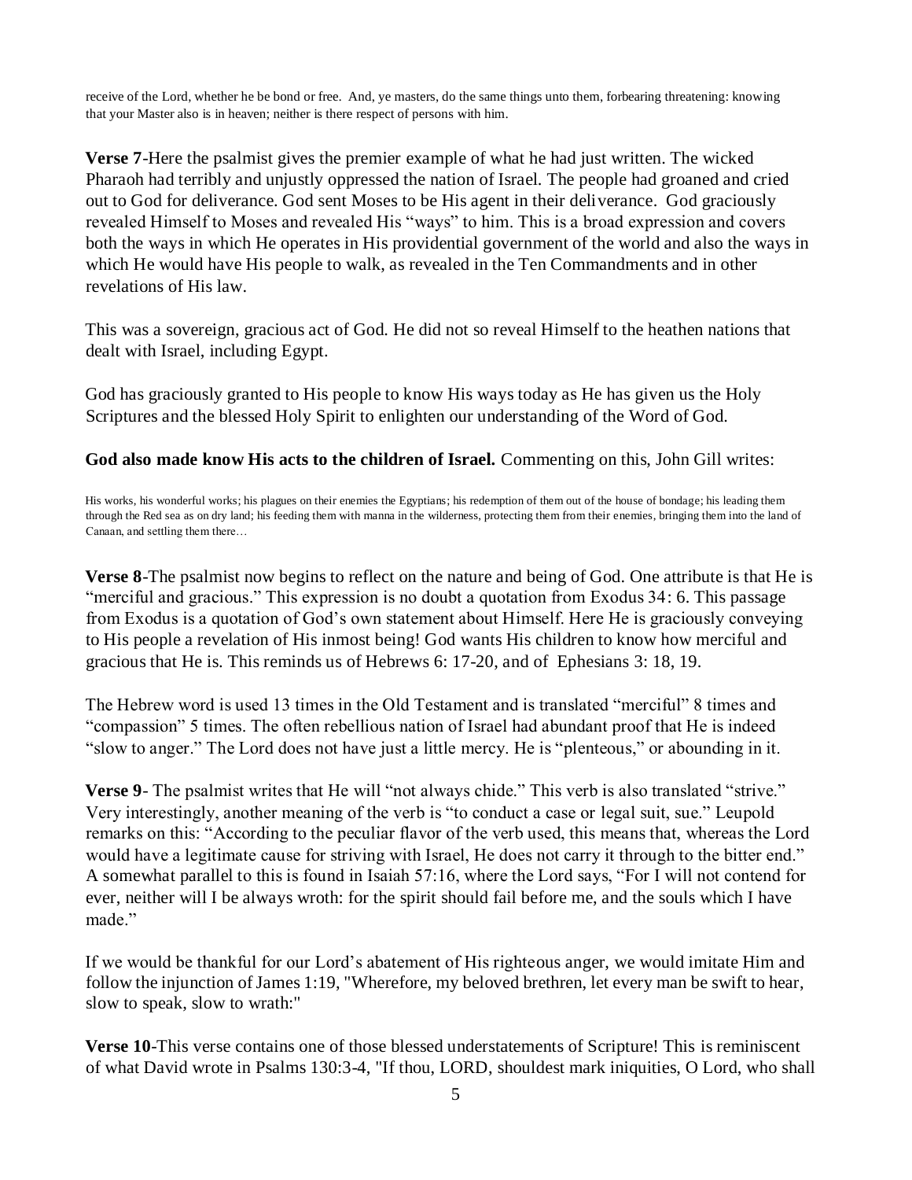receive of the Lord, whether he be bond or free. And, ye masters, do the same things unto them, forbearing threatening: knowing that your Master also is in heaven; neither is there respect of persons with him.

**Verse 7**-Here the psalmist gives the premier example of what he had just written. The wicked Pharaoh had terribly and unjustly oppressed the nation of Israel. The people had groaned and cried out to God for deliverance. God sent Moses to be His agent in their deliverance. God graciously revealed Himself to Moses and revealed His "ways" to him. This is a broad expression and covers both the ways in which He operates in His providential government of the world and also the ways in which He would have His people to walk, as revealed in the Ten Commandments and in other revelations of His law.

This was a sovereign, gracious act of God. He did not so reveal Himself to the heathen nations that dealt with Israel, including Egypt.

God has graciously granted to His people to know His ways today as He has given us the Holy Scriptures and the blessed Holy Spirit to enlighten our understanding of the Word of God.

**God also made know His acts to the children of Israel.** Commenting on this, John Gill writes:

His works, his wonderful works; his plagues on their enemies the Egyptians; his redemption of them out of the house of bondage; his leading them through the Red sea as on dry land; his feeding them with manna in the wilderness, protecting them from their enemies, bringing them into the land of Canaan, and settling them there…

**Verse 8**-The psalmist now begins to reflect on the nature and being of God. One attribute is that He is "merciful and gracious." This expression is no doubt a quotation from Exodus 34: 6. This passage from Exodus is a quotation of God's own statement about Himself. Here He is graciously conveying to His people a revelation of His inmost being! God wants His children to know how merciful and gracious that He is. This reminds us of Hebrews 6: 17-20, and of Ephesians 3: 18, 19.

The Hebrew word is used 13 times in the Old Testament and is translated "merciful" 8 times and "compassion" 5 times. The often rebellious nation of Israel had abundant proof that He is indeed "slow to anger." The Lord does not have just a little mercy. He is "plenteous," or abounding in it.

**Verse 9**- The psalmist writes that He will "not always chide." This verb is also translated "strive." Very interestingly, another meaning of the verb is "to conduct a case or legal suit, sue." Leupold remarks on this: "According to the peculiar flavor of the verb used, this means that, whereas the Lord would have a legitimate cause for striving with Israel, He does not carry it through to the bitter end." A somewhat parallel to this is found in Isaiah 57:16, where the Lord says, "For I will not contend for ever, neither will I be always wroth: for the spirit should fail before me, and the souls which I have made."

If we would be thankful for our Lord's abatement of His righteous anger, we would imitate Him and follow the injunction of James 1:19, "Wherefore, my beloved brethren, let every man be swift to hear, slow to speak, slow to wrath:"

**Verse 10**-This verse contains one of those blessed understatements of Scripture! This is reminiscent of what David wrote in Psalms 130:3-4, "If thou, LORD, shouldest mark iniquities, O Lord, who shall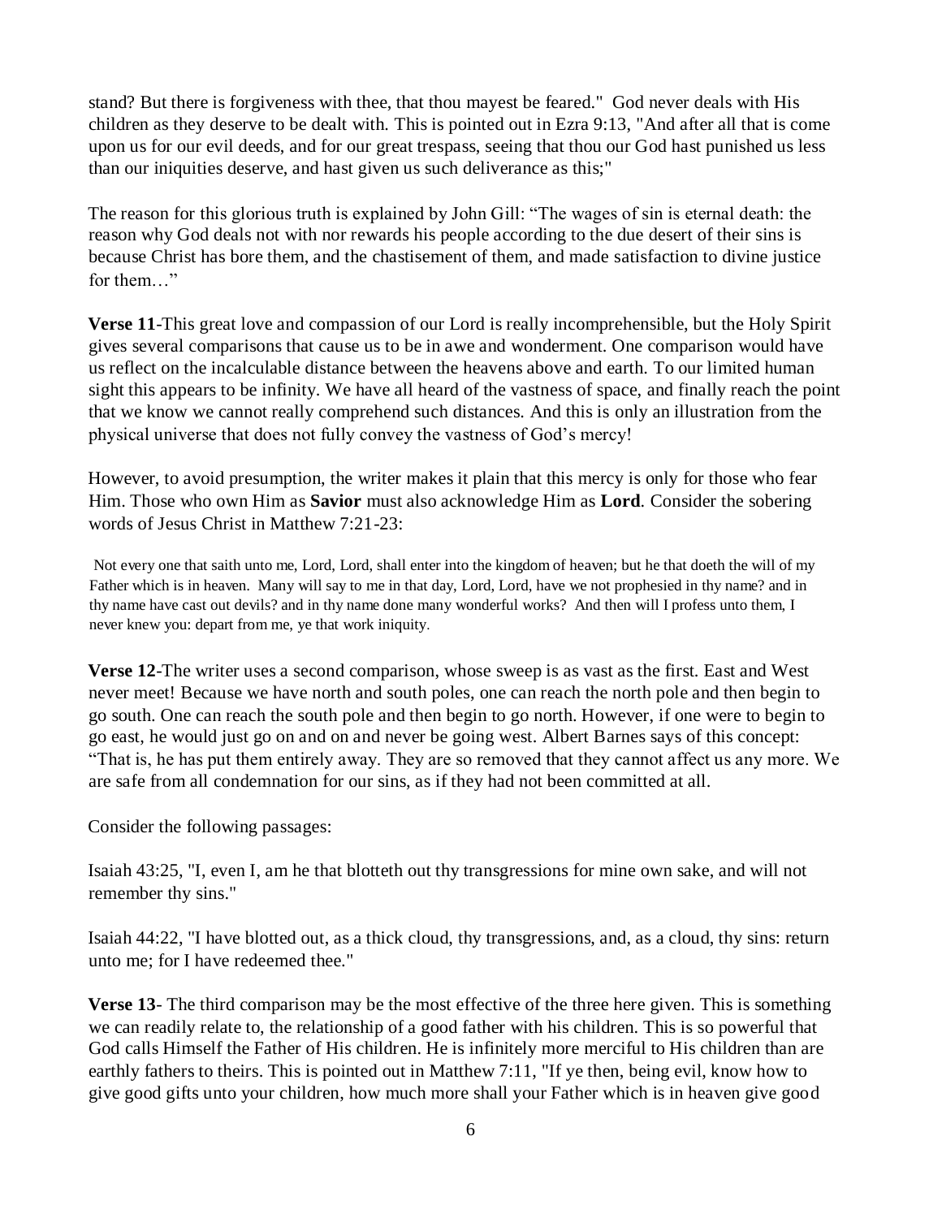stand? But there is forgiveness with thee, that thou mayest be feared." God never deals with His children as they deserve to be dealt with. This is pointed out in Ezra 9:13, "And after all that is come upon us for our evil deeds, and for our great trespass, seeing that thou our God hast punished us less than our iniquities deserve, and hast given us such deliverance as this;"

The reason for this glorious truth is explained by John Gill: "The wages of sin is eternal death: the reason why God deals not with nor rewards his people according to the due desert of their sins is because Christ has bore them, and the chastisement of them, and made satisfaction to divine justice for them…"

**Verse 11**-This great love and compassion of our Lord is really incomprehensible, but the Holy Spirit gives several comparisons that cause us to be in awe and wonderment. One comparison would have us reflect on the incalculable distance between the heavens above and earth. To our limited human sight this appears to be infinity. We have all heard of the vastness of space, and finally reach the point that we know we cannot really comprehend such distances. And this is only an illustration from the physical universe that does not fully convey the vastness of God's mercy!

However, to avoid presumption, the writer makes it plain that this mercy is only for those who fear Him. Those who own Him as **Savior** must also acknowledge Him as **Lord**. Consider the sobering words of Jesus Christ in Matthew 7:21-23:

> Not every one that saith unto me, Lord, Lord, shall enter into the kingdom of heaven; but he that doeth the will of my Father which is in heaven. Many will say to me in that day, Lord, Lord, have we not prophesied in thy name? and in thy name have cast out devils? and in thy name done many wonderful works? And then will I profess unto them, I never knew you: depart from me, ye that work iniquity.

**Verse 12**-The writer uses a second comparison, whose sweep is as vast as the first. East and West never meet! Because we have north and south poles, one can reach the north pole and then begin to go south. One can reach the south pole and then begin to go north. However, if one were to begin to go east, he would just go on and on and never be going west. Albert Barnes says of this concept: "That is, he has put them entirely away. They are so removed that they cannot affect us any more. We are safe from all condemnation for our sins, as if they had not been committed at all.

Consider the following passages:

Isaiah 43:25, "I, even I, am he that blotteth out thy transgressions for mine own sake, and will not remember thy sins."

Isaiah 44:22, "I have blotted out, as a thick cloud, thy transgressions, and, as a cloud, thy sins: return unto me; for I have redeemed thee."

**Verse 13**- The third comparison may be the most effective of the three here given. This is something we can readily relate to, the relationship of a good father with his children. This is so powerful that God calls Himself the Father of His children. He is infinitely more merciful to His children than are earthly fathers to theirs. This is pointed out in Matthew 7:11, "If ye then, being evil, know how to give good gifts unto your children, how much more shall your Father which is in heaven give good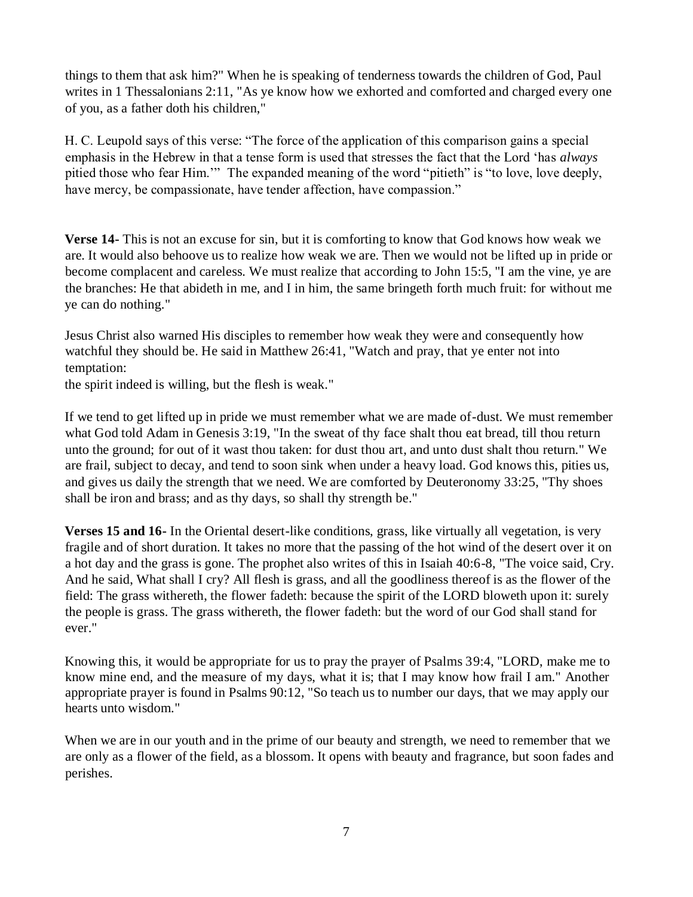things to them that ask him?" When he is speaking of tenderness towards the children of God, Paul writes in 1 Thessalonians 2:11, "As ye know how we exhorted and comforted and charged every one of you, as a father doth his children,"

H. C. Leupold says of this verse: "The force of the application of this comparison gains a special emphasis in the Hebrew in that a tense form is used that stresses the fact that the Lord 'has *always* pitied those who fear Him.'" The expanded meaning of the word "pitieth" is "to love, love deeply, have mercy, be compassionate, have tender affection, have compassion."

**Verse 14-** This is not an excuse for sin, but it is comforting to know that God knows how weak we are. It would also behoove us to realize how weak we are. Then we would not be lifted up in pride or become complacent and careless. We must realize that according to John 15:5, "I am the vine, ye are the branches: He that abideth in me, and I in him, the same bringeth forth much fruit: for without me ye can do nothing."

Jesus Christ also warned His disciples to remember how weak they were and consequently how watchful they should be. He said in Matthew 26:41, "Watch and pray, that ye enter not into temptation:
the spirit indeed is willing, but the flesh is weak."

If we tend to get lifted up in pride we must remember what we are made of-dust. We must remember what God told Adam in Genesis 3:19, "In the sweat of thy face shalt thou eat bread, till thou return unto the ground; for out of it wast thou taken: for dust thou art, and unto dust shalt thou return." We are frail, subject to decay, and tend to soon sink when under a heavy load. God knows this, pities us, and gives us daily the strength that we need. We are comforted by Deuteronomy 33:25, "Thy shoes shall be iron and brass; and as thy days, so shall thy strength be."

**Verses 15 and 16-** In the Oriental desert-like conditions, grass, like virtually all vegetation, is very fragile and of short duration. It takes no more that the passing of the hot wind of the desert over it on a hot day and the grass is gone. The prophet also writes of this in Isaiah 40:6-8, "The voice said, Cry. And he said, What shall I cry? All flesh is grass, and all the goodliness thereof is as the flower of the field: The grass withereth, the flower fadeth: because the spirit of the LORD bloweth upon it: surely the people is grass. The grass withereth, the flower fadeth: but the word of our God shall stand for ever."

Knowing this, it would be appropriate for us to pray the prayer of Psalms 39:4, "LORD, make me to know mine end, and the measure of my days, what it is; that I may know how frail I am." Another appropriate prayer is found in Psalms 90:12, "So teach us to number our days, that we may apply our hearts unto wisdom."

When we are in our youth and in the prime of our beauty and strength, we need to remember that we are only as a flower of the field, as a blossom. It opens with beauty and fragrance, but soon fades and perishes.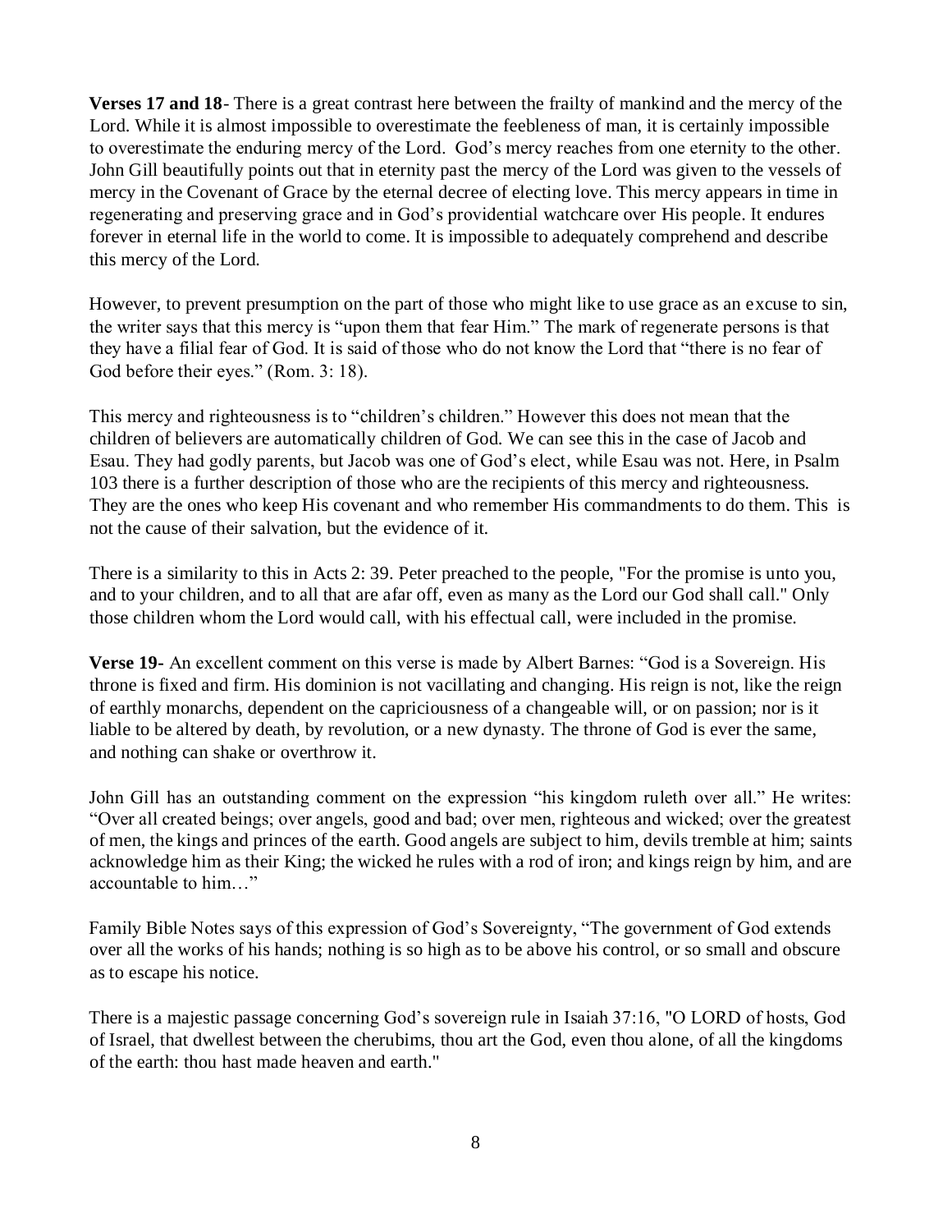**Verses 17 and 18**- There is a great contrast here between the frailty of mankind and the mercy of the Lord. While it is almost impossible to overestimate the feebleness of man, it is certainly impossible to overestimate the enduring mercy of the Lord. God's mercy reaches from one eternity to the other. John Gill beautifully points out that in eternity past the mercy of the Lord was given to the vessels of mercy in the Covenant of Grace by the eternal decree of electing love. This mercy appears in time in regenerating and preserving grace and in God's providential watchcare over His people. It endures forever in eternal life in the world to come. It is impossible to adequately comprehend and describe this mercy of the Lord.

However, to prevent presumption on the part of those who might like to use grace as an excuse to sin, the writer says that this mercy is "upon them that fear Him." The mark of regenerate persons is that they have a filial fear of God. It is said of those who do not know the Lord that "there is no fear of God before their eyes." (Rom. 3: 18).

This mercy and righteousness is to "children's children." However this does not mean that the children of believers are automatically children of God. We can see this in the case of Jacob and Esau. They had godly parents, but Jacob was one of God's elect, while Esau was not. Here, in Psalm 103 there is a further description of those who are the recipients of this mercy and righteousness. They are the ones who keep His covenant and who remember His commandments to do them. This is not the cause of their salvation, but the evidence of it.

There is a similarity to this in Acts 2: 39. Peter preached to the people, "For the promise is unto you, and to your children, and to all that are afar off, even as many as the Lord our God shall call." Only those children whom the Lord would call, with his effectual call, were included in the promise.

**Verse 19-** An excellent comment on this verse is made by Albert Barnes: "God is a Sovereign. His throne is fixed and firm. His dominion is not vacillating and changing. His reign is not, like the reign of earthly monarchs, dependent on the capriciousness of a changeable will, or on passion; nor is it liable to be altered by death, by revolution, or a new dynasty. The throne of God is ever the same, and nothing can shake or overthrow it.

John Gill has an outstanding comment on the expression "his kingdom ruleth over all." He writes: "Over all created beings; over angels, good and bad; over men, righteous and wicked; over the greatest of men, the kings and princes of the earth. Good angels are subject to him, devils tremble at him; saints acknowledge him as their King; the wicked he rules with a rod of iron; and kings reign by him, and are accountable to him…"

Family Bible Notes says of this expression of God's Sovereignty, "The government of God extends over all the works of his hands; nothing is so high as to be above his control, or so small and obscure as to escape his notice.

There is a majestic passage concerning God's sovereign rule in Isaiah 37:16, "O LORD of hosts, God of Israel, that dwellest between the cherubims, thou art the God, even thou alone, of all the kingdoms of the earth: thou hast made heaven and earth."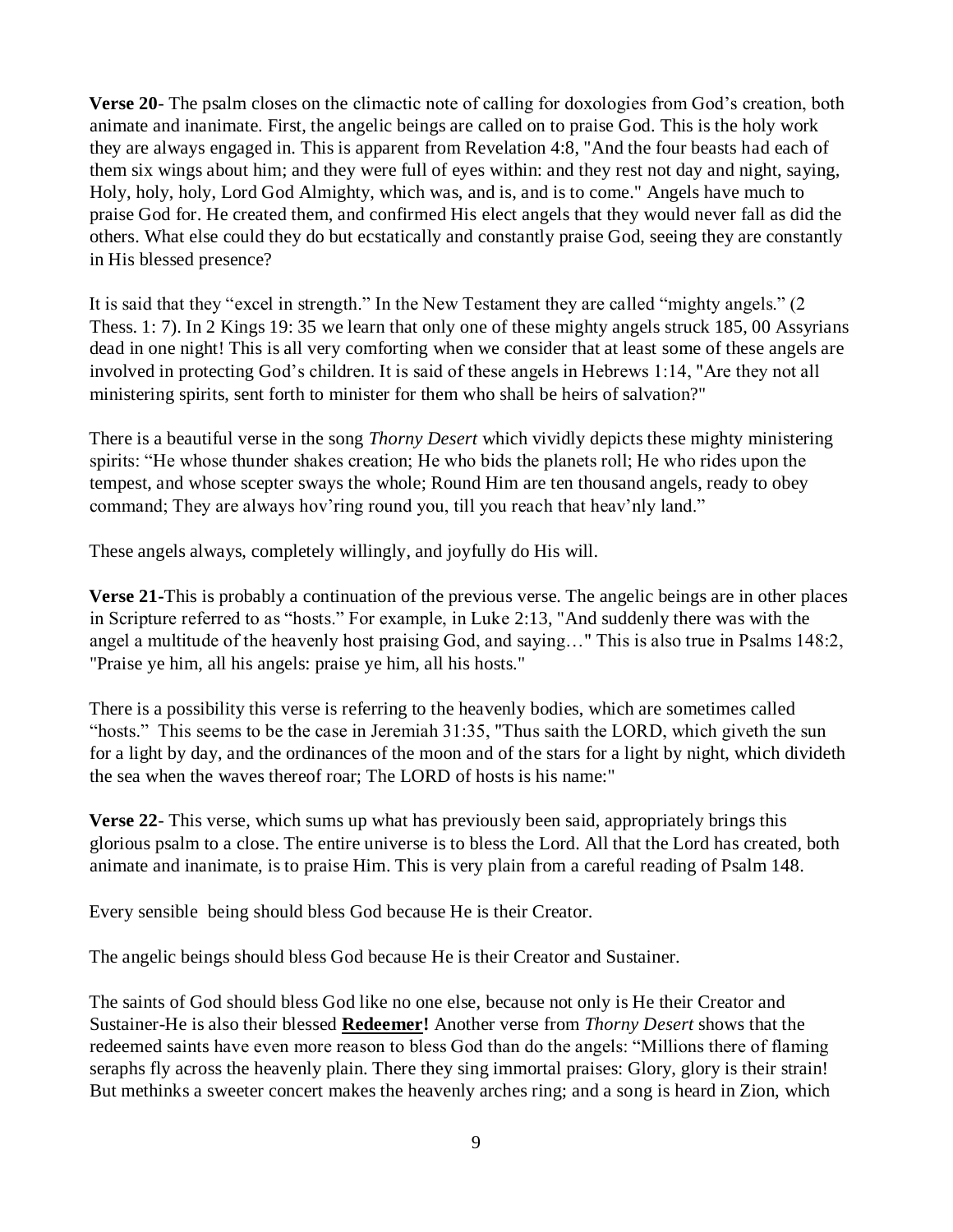**Verse 20**- The psalm closes on the climactic note of calling for doxologies from God's creation, both animate and inanimate. First, the angelic beings are called on to praise God. This is the holy work they are always engaged in. This is apparent from Revelation 4:8, "And the four beasts had each of them six wings about him; and they were full of eyes within: and they rest not day and night, saying, Holy, holy, holy, Lord God Almighty, which was, and is, and is to come." Angels have much to praise God for. He created them, and confirmed His elect angels that they would never fall as did the others. What else could they do but ecstatically and constantly praise God, seeing they are constantly in His blessed presence?

It is said that they "excel in strength." In the New Testament they are called "mighty angels." (2 Thess. 1: 7). In 2 Kings 19: 35 we learn that only one of these mighty angels struck 185, 00 Assyrians dead in one night! This is all very comforting when we consider that at least some of these angels are involved in protecting God's children. It is said of these angels in Hebrews 1:14, "Are they not all ministering spirits, sent forth to minister for them who shall be heirs of salvation?"

There is a beautiful verse in the song *Thorny Desert* which vividly depicts these mighty ministering spirits: "He whose thunder shakes creation; He who bids the planets roll; He who rides upon the tempest, and whose scepter sways the whole; Round Him are ten thousand angels, ready to obey command; They are always hov'ring round you, till you reach that heav'nly land."

These angels always, completely willingly, and joyfully do His will.

**Verse 21-**This is probably a continuation of the previous verse. The angelic beings are in other places in Scripture referred to as "hosts." For example, in Luke 2:13, "And suddenly there was with the angel a multitude of the heavenly host praising God, and saying…" This is also true in Psalms 148:2, "Praise ye him, all his angels: praise ye him, all his hosts."

There is a possibility this verse is referring to the heavenly bodies, which are sometimes called "hosts." This seems to be the case in Jeremiah 31:35, "Thus saith the LORD, which giveth the sun for a light by day, and the ordinances of the moon and of the stars for a light by night, which divideth the sea when the waves thereof roar; The LORD of hosts is his name:"

**Verse 22**- This verse, which sums up what has previously been said, appropriately brings this glorious psalm to a close. The entire universe is to bless the Lord. All that the Lord has created, both animate and inanimate, is to praise Him. This is very plain from a careful reading of Psalm 148.

Every sensible being should bless God because He is their Creator.

The angelic beings should bless God because He is their Creator and Sustainer.

The saints of God should bless God like no one else, because not only is He their Creator and Sustainer-He is also their blessed **Redeemer!** Another verse from *Thorny Desert* shows that the redeemed saints have even more reason to bless God than do the angels: "Millions there of flaming seraphs fly across the heavenly plain. There they sing immortal praises: Glory, glory is their strain! But methinks a sweeter concert makes the heavenly arches ring; and a song is heard in Zion, which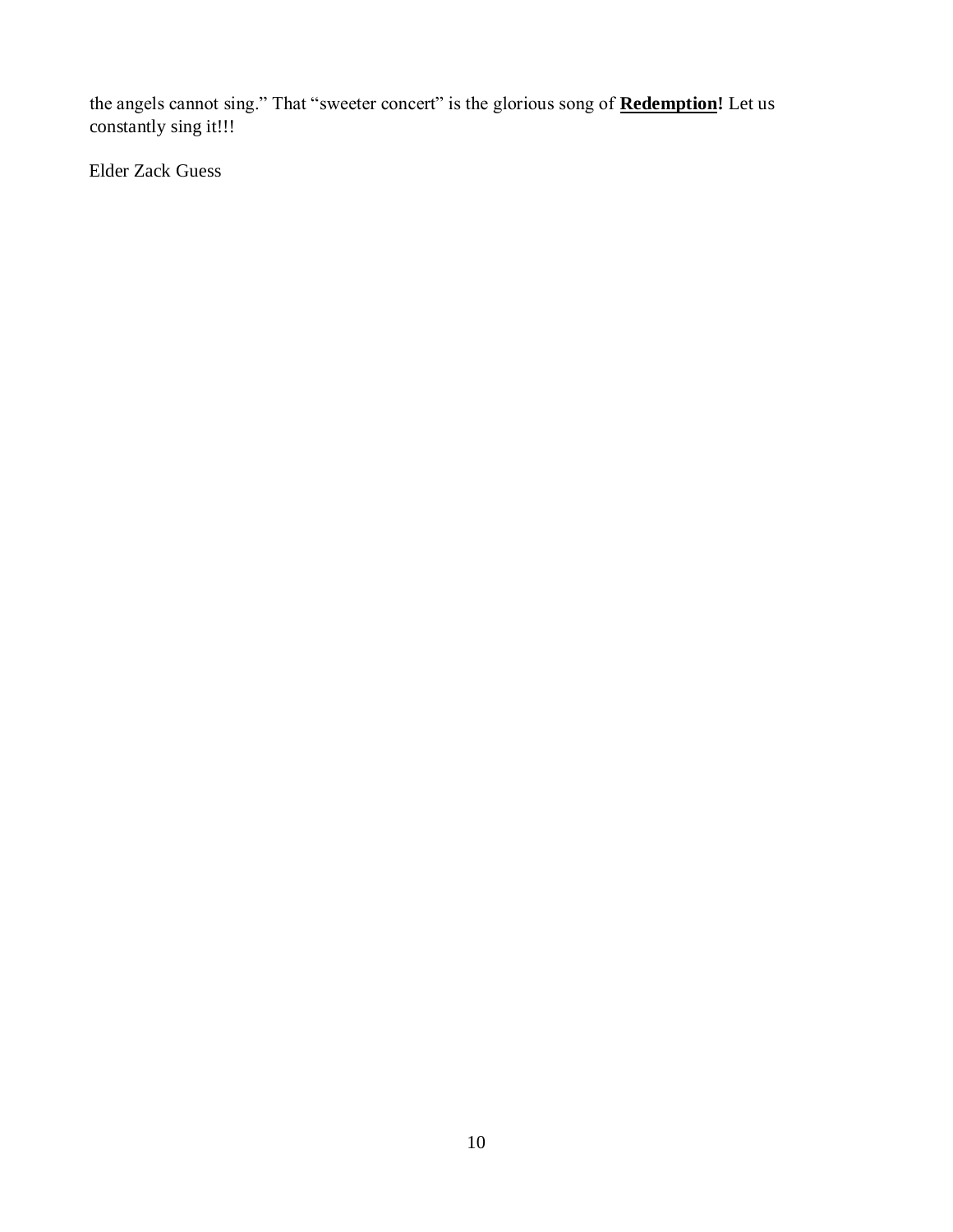the angels cannot sing." That "sweeter concert" is the glorious song of **Redemption!** Let us constantly sing it!!!

Elder Zack Guess